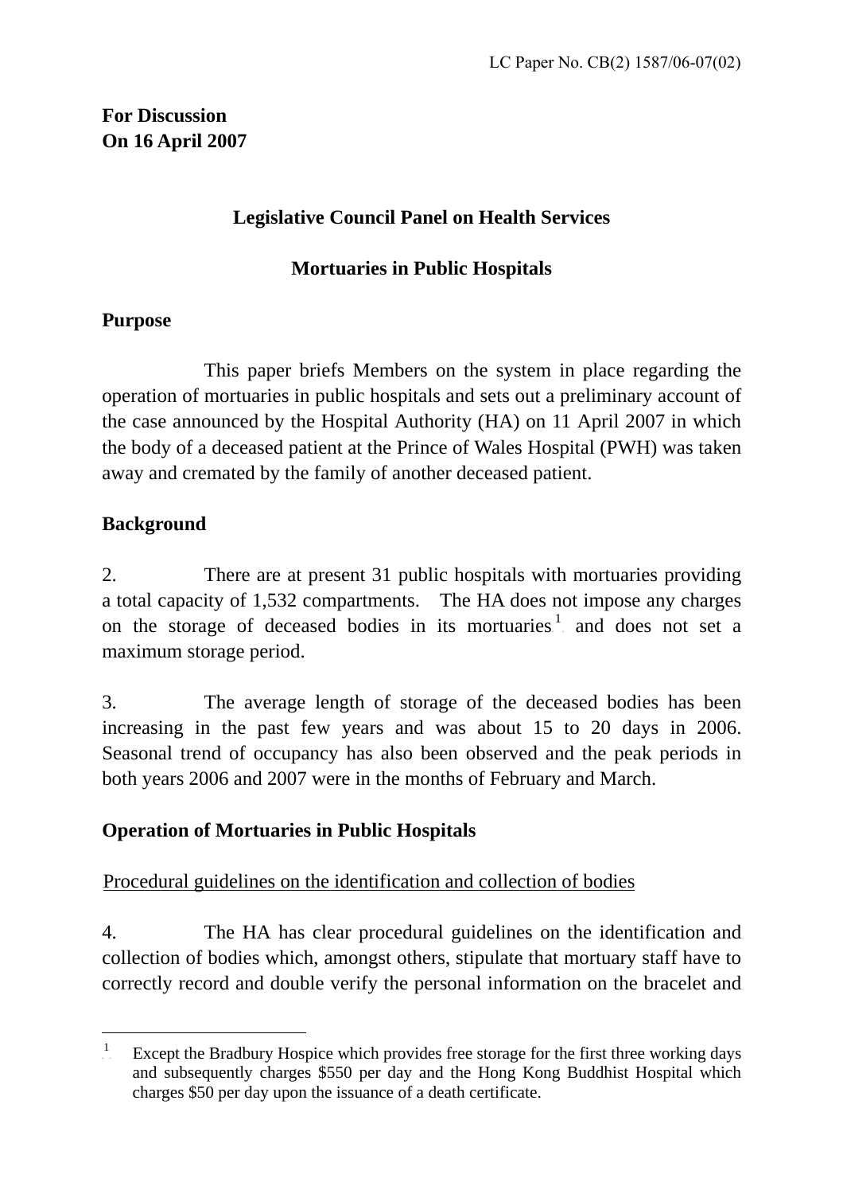LC Paper No. CB(2) 1587/06-07(02)

**For Discussion**
**On 16 April 2007**

## Legislative Council Panel on Health Services

## Mortuaries in Public Hospitals

### Purpose

This paper briefs Members on the system in place regarding the operation of mortuaries in public hospitals and sets out a preliminary account of the case announced by the Hospital Authority (HA) on 11 April 2007 in which the body of a deceased patient at the Prince of Wales Hospital (PWH) was taken away and cremated by the family of another deceased patient.

### Background

2. There are at present 31 public hospitals with mortuaries providing a total capacity of 1,532 compartments. The HA does not impose any charges on the storage of deceased bodies in its mortuaries[1] and does not set a maximum storage period.

3. The average length of storage of the deceased bodies has been increasing in the past few years and was about 15 to 20 days in 2006. Seasonal trend of occupancy has also been observed and the peak periods in both years 2006 and 2007 were in the months of February and March.

### Operation of Mortuaries in Public Hospitals

Procedural guidelines on the identification and collection of bodies

4. The HA has clear procedural guidelines on the identification and collection of bodies which, amongst others, stipulate that mortuary staff have to correctly record and double verify the personal information on the bracelet and

---

[1] Except the Bradbury Hospice which provides free storage for the first three working days and subsequently charges $550 per day and the Hong Kong Buddhist Hospital which charges $50 per day upon the issuance of a death certificate.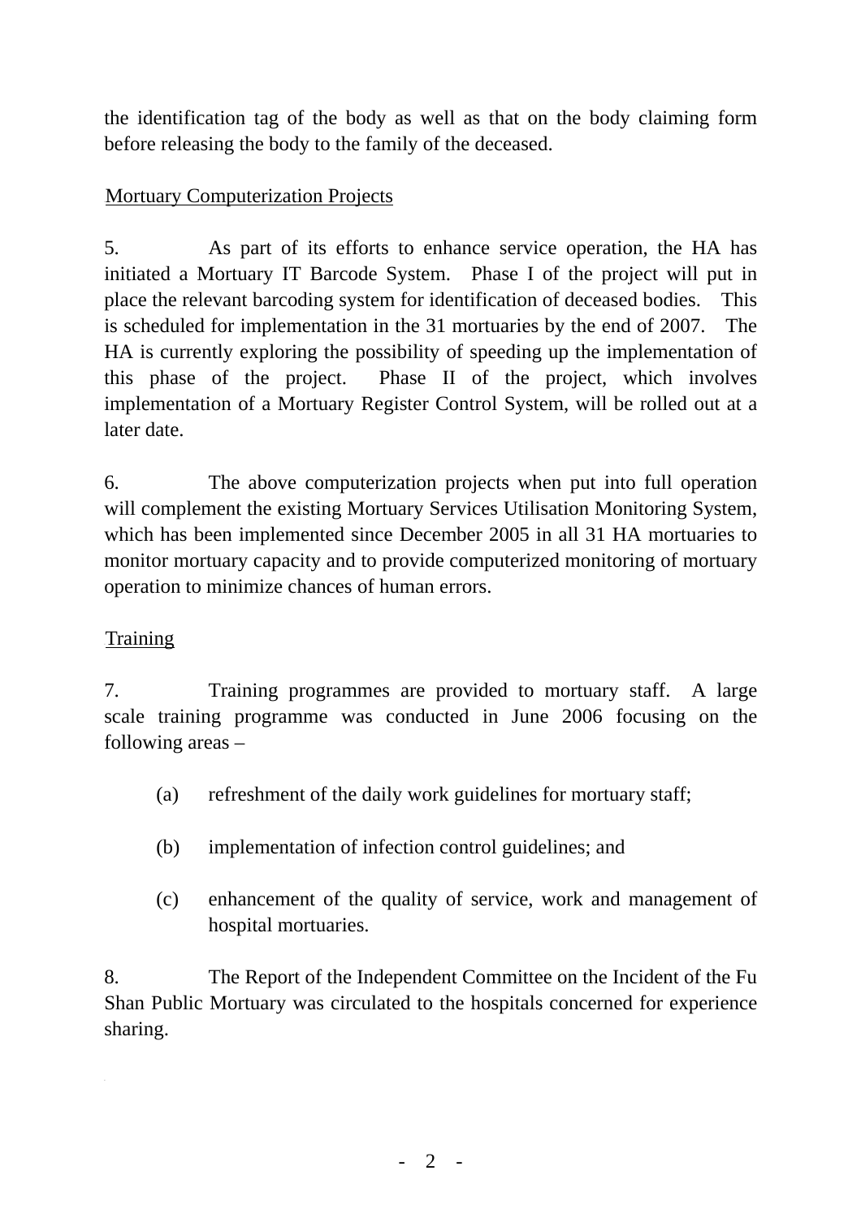the identification tag of the body as well as that on the body claiming form before releasing the body to the family of the deceased.

Mortuary Computerization Projects

5. As part of its efforts to enhance service operation, the HA has initiated a Mortuary IT Barcode System. Phase I of the project will put in place the relevant barcoding system for identification of deceased bodies. This is scheduled for implementation in the 31 mortuaries by the end of 2007. The HA is currently exploring the possibility of speeding up the implementation of this phase of the project. Phase II of the project, which involves implementation of a Mortuary Register Control System, will be rolled out at a later date.

6. The above computerization projects when put into full operation will complement the existing Mortuary Services Utilisation Monitoring System, which has been implemented since December 2005 in all 31 HA mortuaries to monitor mortuary capacity and to provide computerized monitoring of mortuary operation to minimize chances of human errors.

Training

7. Training programmes are provided to mortuary staff. A large scale training programme was conducted in June 2006 focusing on the following areas –

(a) refreshment of the daily work guidelines for mortuary staff;

(b) implementation of infection control guidelines; and

(c) enhancement of the quality of service, work and management of hospital mortuaries.

8. The Report of the Independent Committee on the Incident of the Fu Shan Public Mortuary was circulated to the hospitals concerned for experience sharing.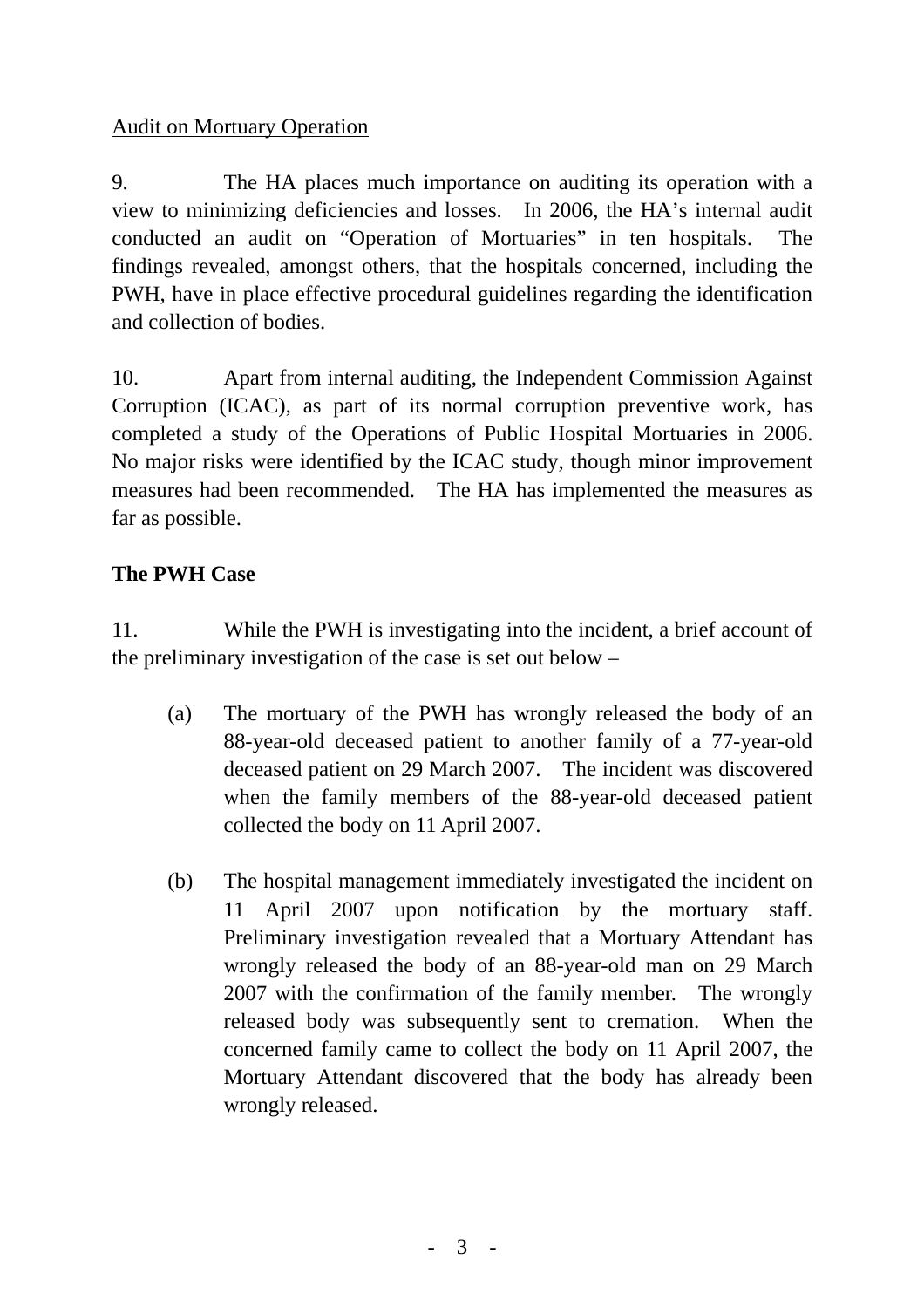<u>Audit on Mortuary Operation</u>

9. The HA places much importance on auditing its operation with a view to minimizing deficiencies and losses. In 2006, the HA's internal audit conducted an audit on "Operation of Mortuaries" in ten hospitals. The findings revealed, amongst others, that the hospitals concerned, including the PWH, have in place effective procedural guidelines regarding the identification and collection of bodies.

10. Apart from internal auditing, the Independent Commission Against Corruption (ICAC), as part of its normal corruption preventive work, has completed a study of the Operations of Public Hospital Mortuaries in 2006. No major risks were identified by the ICAC study, though minor improvement measures had been recommended. The HA has implemented the measures as far as possible.

**The PWH Case**

11. While the PWH is investigating into the incident, a brief account of the preliminary investigation of the case is set out below –

(a) The mortuary of the PWH has wrongly released the body of an 88-year-old deceased patient to another family of a 77-year-old deceased patient on 29 March 2007. The incident was discovered when the family members of the 88-year-old deceased patient collected the body on 11 April 2007.

(b) The hospital management immediately investigated the incident on 11 April 2007 upon notification by the mortuary staff. Preliminary investigation revealed that a Mortuary Attendant has wrongly released the body of an 88-year-old man on 29 March 2007 with the confirmation of the family member. The wrongly released body was subsequently sent to cremation. When the concerned family came to collect the body on 11 April 2007, the Mortuary Attendant discovered that the body has already been wrongly released.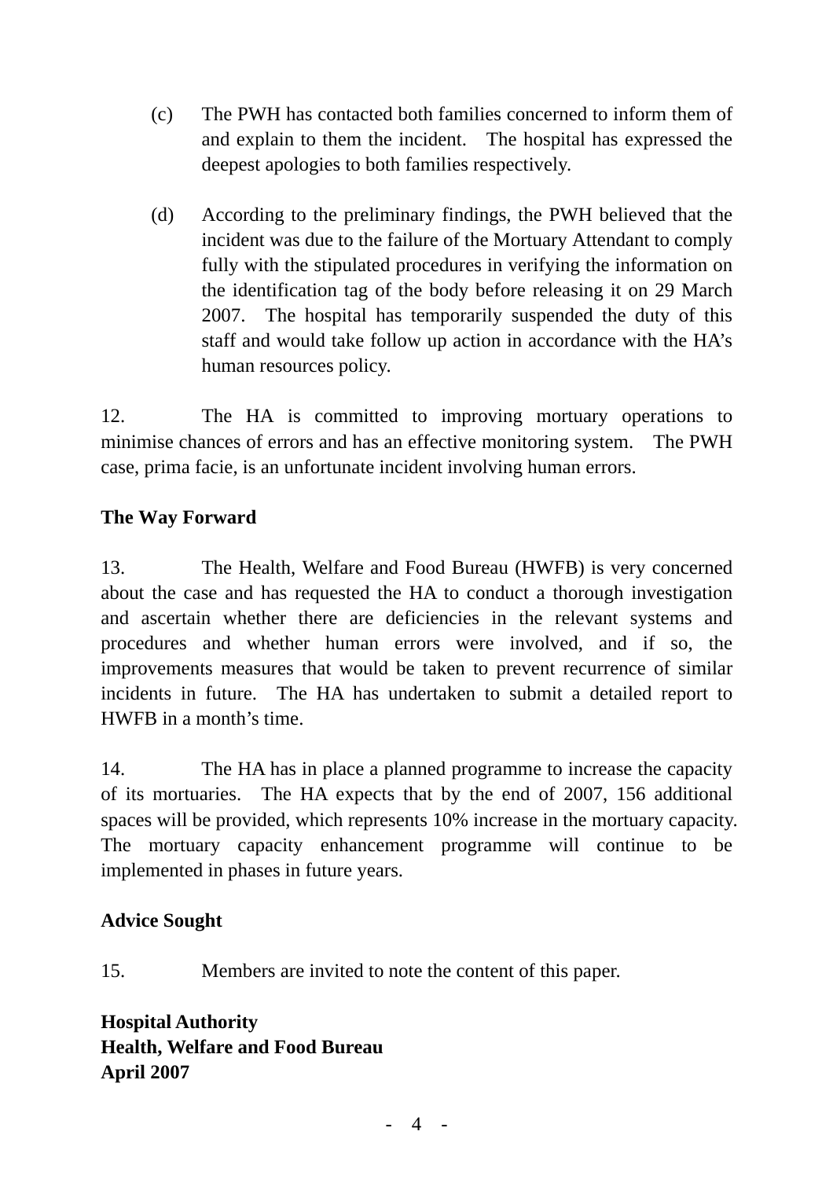(c) The PWH has contacted both families concerned to inform them of and explain to them the incident. The hospital has expressed the deepest apologies to both families respectively.

(d) According to the preliminary findings, the PWH believed that the incident was due to the failure of the Mortuary Attendant to comply fully with the stipulated procedures in verifying the information on the identification tag of the body before releasing it on 29 March 2007. The hospital has temporarily suspended the duty of this staff and would take follow up action in accordance with the HA's human resources policy.

12. The HA is committed to improving mortuary operations to minimise chances of errors and has an effective monitoring system. The PWH case, prima facie, is an unfortunate incident involving human errors.

**The Way Forward**

13. The Health, Welfare and Food Bureau (HWFB) is very concerned about the case and has requested the HA to conduct a thorough investigation and ascertain whether there are deficiencies in the relevant systems and procedures and whether human errors were involved, and if so, the improvements measures that would be taken to prevent recurrence of similar incidents in future. The HA has undertaken to submit a detailed report to HWFB in a month's time.

14. The HA has in place a planned programme to increase the capacity of its mortuaries. The HA expects that by the end of 2007, 156 additional spaces will be provided, which represents 10% increase in the mortuary capacity. The mortuary capacity enhancement programme will continue to be implemented in phases in future years.

**Advice Sought**

15. Members are invited to note the content of this paper.

**Hospital Authority**
**Health, Welfare and Food Bureau**
**April 2007**